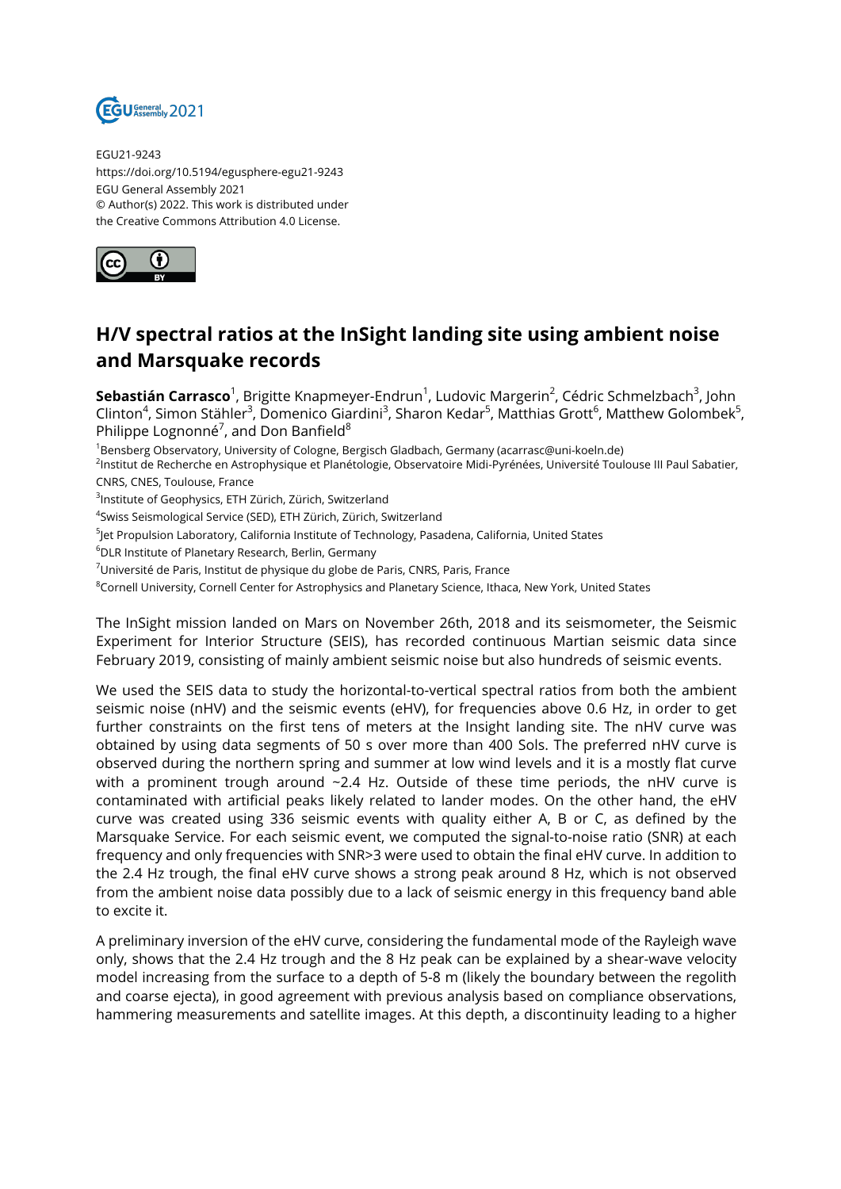EGU21-9243
https://doi.org/10.5194/egusphere-egu21-9243
EGU General Assembly 2021
© Author(s) 2022. This work is distributed under
the Creative Commons Attribution 4.0 License.

# H/V spectral ratios at the InSight landing site using ambient noise and Marsquake records

**Sebastián Carrasco**[1], Brigitte Knapmeyer-Endrun[1], Ludovic Margerin[2], Cédric Schmelzbach[3], John Clinton[4], Simon Stähler[3], Domenico Giardini[3], Sharon Kedar[5], Matthias Grott[6], Matthew Golombek[5], Philippe Lognonné[7], and Don Banfield[8]

[1]Bensberg Observatory, University of Cologne, Bergisch Gladbach, Germany (acarrasc@uni-koeln.de)
[2]Institut de Recherche en Astrophysique et Planétologie, Observatoire Midi-Pyrénées, Université Toulouse III Paul Sabatier, CNRS, CNES, Toulouse, France
[3]Institute of Geophysics, ETH Zürich, Zürich, Switzerland
[4]Swiss Seismological Service (SED), ETH Zürich, Zürich, Switzerland
[5]Jet Propulsion Laboratory, California Institute of Technology, Pasadena, California, United States
[6]DLR Institute of Planetary Research, Berlin, Germany
[7]Université de Paris, Institut de physique du globe de Paris, CNRS, Paris, France
[8]Cornell University, Cornell Center for Astrophysics and Planetary Science, Ithaca, New York, United States

The InSight mission landed on Mars on November 26th, 2018 and its seismometer, the Seismic Experiment for Interior Structure (SEIS), has recorded continuous Martian seismic data since February 2019, consisting of mainly ambient seismic noise but also hundreds of seismic events.

We used the SEIS data to study the horizontal-to-vertical spectral ratios from both the ambient seismic noise (nHV) and the seismic events (eHV), for frequencies above 0.6 Hz, in order to get further constraints on the first tens of meters at the Insight landing site. The nHV curve was obtained by using data segments of 50 s over more than 400 Sols. The preferred nHV curve is observed during the northern spring and summer at low wind levels and it is a mostly flat curve with a prominent trough around ~2.4 Hz. Outside of these time periods, the nHV curve is contaminated with artificial peaks likely related to lander modes. On the other hand, the eHV curve was created using 336 seismic events with quality either A, B or C, as defined by the Marsquake Service. For each seismic event, we computed the signal-to-noise ratio (SNR) at each frequency and only frequencies with SNR>3 were used to obtain the final eHV curve. In addition to the 2.4 Hz trough, the final eHV curve shows a strong peak around 8 Hz, which is not observed from the ambient noise data possibly due to a lack of seismic energy in this frequency band able to excite it.

A preliminary inversion of the eHV curve, considering the fundamental mode of the Rayleigh wave only, shows that the 2.4 Hz trough and the 8 Hz peak can be explained by a shear-wave velocity model increasing from the surface to a depth of 5-8 m (likely the boundary between the regolith and coarse ejecta), in good agreement with previous analysis based on compliance observations, hammering measurements and satellite images. At this depth, a discontinuity leading to a higher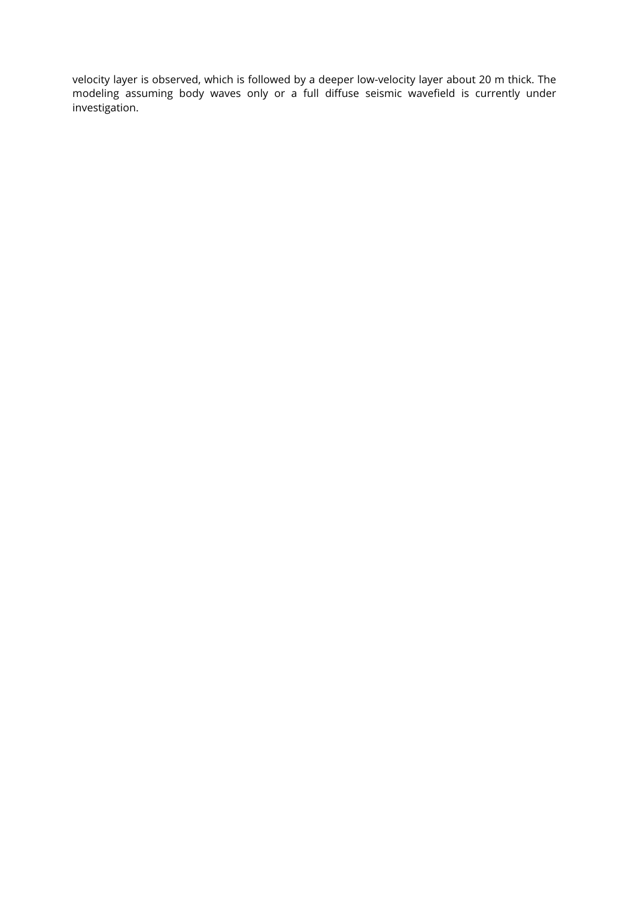velocity layer is observed, which is followed by a deeper low-velocity layer about 20 m thick. The modeling assuming body waves only or a full diffuse seismic wavefield is currently under investigation.